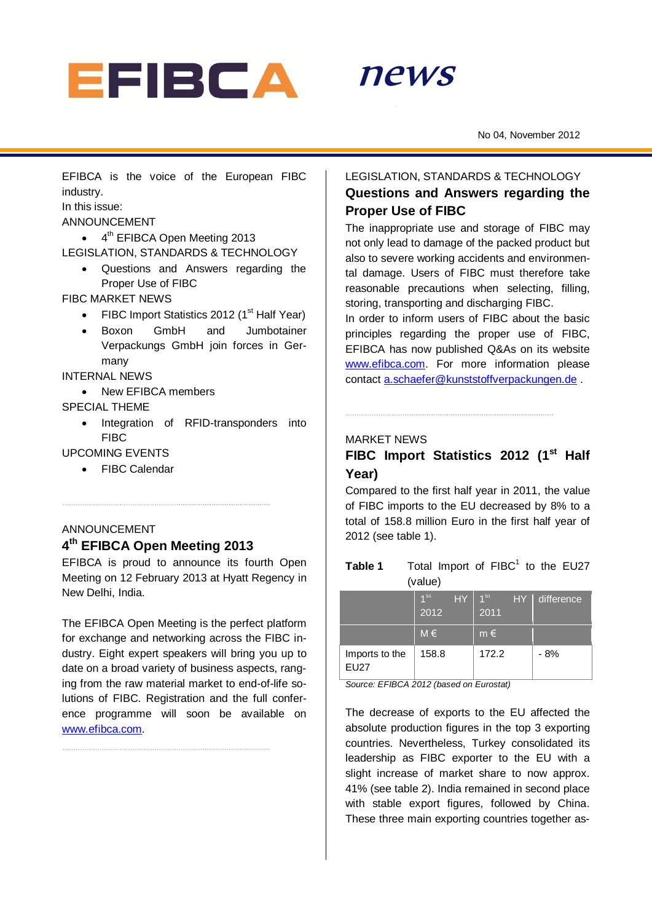# EFIBCA news

No 04, November 2012

EFIBCA is the voice of the European FIBC industry.

In this issue:

ANNOUNCEMENT

- 4th EFIBCA Open Meeting 2013

LEGISLATION, STANDARDS & TECHNOLOGY

- Questions and Answers regarding the Proper Use of FIBC

FIBC MARKET NEWS

- FIBC Import Statistics 2012 (1st Half Year)
- Boxon GmbH and Jumbotainer Verpackungs GmbH join forces in Germany

INTERNAL NEWS

- New EFIBCA members

SPECIAL THEME

- Integration of RFID-transponders into FIBC

UPCOMING EVENTS

- FIBC Calendar

---

ANNOUNCEMENT

## 4th EFIBCA Open Meeting 2013

EFIBCA is proud to announce its fourth Open Meeting on 12 February 2013 at Hyatt Regency in New Delhi, India.

The EFIBCA Open Meeting is the perfect platform for exchange and networking across the FIBC industry. Eight expert speakers will bring you up to date on a broad variety of business aspects, ranging from the raw material market to end-of-life solutions of FIBC. Registration and the full conference programme will soon be available on www.efibca.com.

---

LEGISLATION, STANDARDS & TECHNOLOGY

## Questions and Answers regarding the Proper Use of FIBC

The inappropriate use and storage of FIBC may not only lead to damage of the packed product but also to severe working accidents and environmental damage. Users of FIBC must therefore take reasonable precautions when selecting, filling, storing, transporting and discharging FIBC.

In order to inform users of FIBC about the basic principles regarding the proper use of FIBC, EFIBCA has now published Q&As on its website www.efibca.com. For more information please contact a.schaefer@kunststoffverpackungen.de .

---

MARKET NEWS

## FIBC Import Statistics 2012 (1st Half Year)

Compared to the first half year in 2011, the value of FIBC imports to the EU decreased by 8% to a total of 158.8 million Euro in the first half year of 2012 (see table 1).

**Table 1** Total Import of FIBC[1] to the EU27 (value)

| | 1st HY 2012 | 1st HY 2011 | difference |
|---|---|---|---|
| | M € | m € | |
| Imports to the EU27 | 158.8 | 172.2 | - 8% |

*Source: EFIBCA 2012 (based on Eurostat)*

The decrease of exports to the EU affected the absolute production figures in the top 3 exporting countries. Nevertheless, Turkey consolidated its leadership as FIBC exporter to the EU with a slight increase of market share to now approx. 41% (see table 2). India remained in second place with stable export figures, followed by China. These three main exporting countries together as-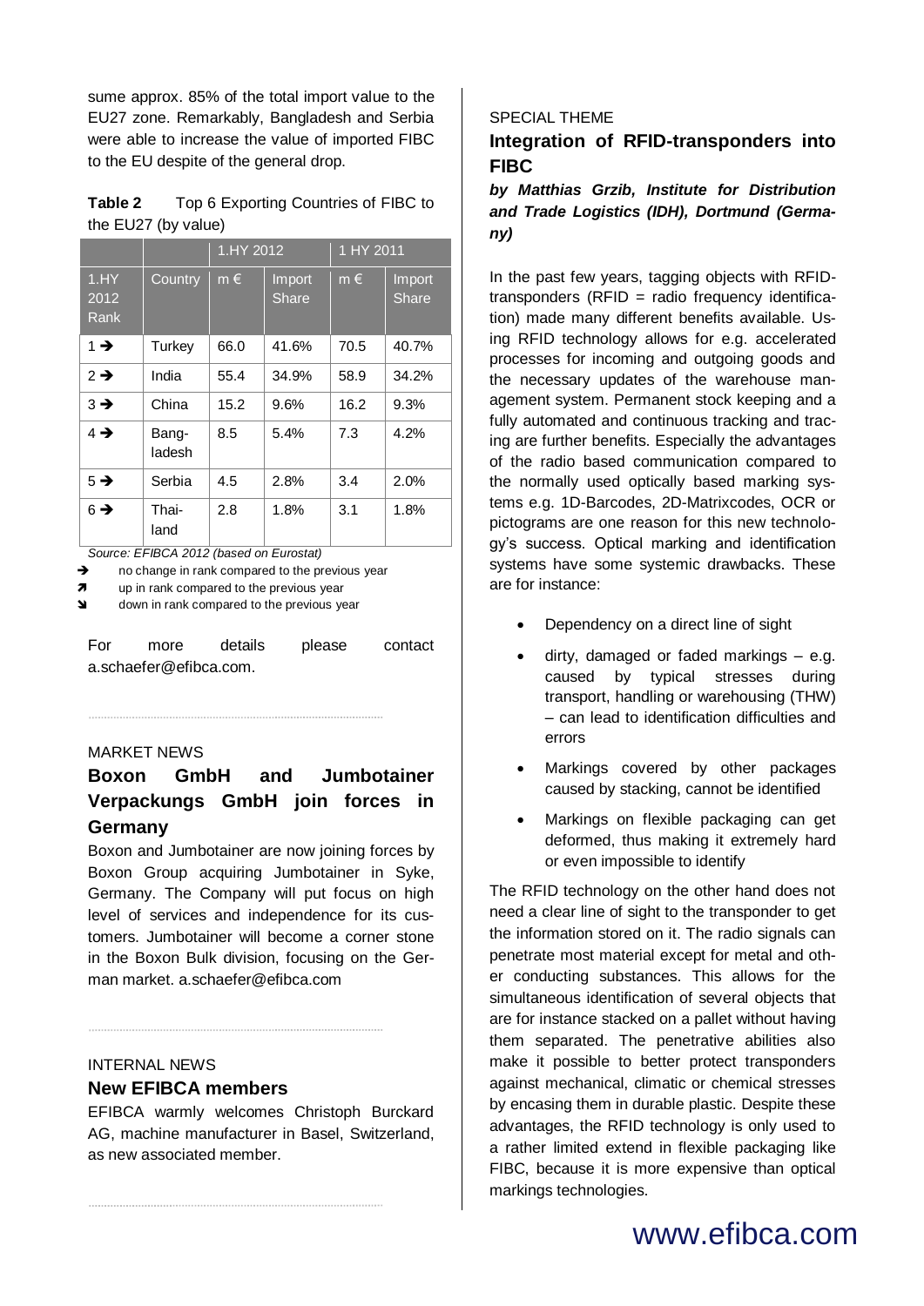sume approx. 85% of the total import value to the EU27 zone. Remarkably, Bangladesh and Serbia were able to increase the value of imported FIBC to the EU despite of the general drop.

**Table 2** Top 6 Exporting Countries of FIBC to the EU27 (by value)

| | | 1.HY 2012 | | 1 HY 2011 | |
|---|---|---|---|---|---|
| 1.HY 2012 Rank | Country | m € | Import Share | m € | Import Share |
| 1 ➔ | Turkey | 66.0 | 41.6% | 70.5 | 40.7% |
| 2 ➔ | India | 55.4 | 34.9% | 58.9 | 34.2% |
| 3 ➔ | China | 15.2 | 9.6% | 16.2 | 9.3% |
| 4 ➔ | Bangladesh | 8.5 | 5.4% | 7.3 | 4.2% |
| 5 ➔ | Serbia | 4.5 | 2.8% | 3.4 | 2.0% |
| 6 ➔ | Thailand | 2.8 | 1.8% | 3.1 | 1.8% |

*Source: EFIBCA 2012 (based on Eurostat)*

➔ no change in rank compared to the previous year

➚ up in rank compared to the previous year

➘ down in rank compared to the previous year

For more details please contact a.schaefer@efibca.com.

MARKET NEWS

## Boxon GmbH and Jumbotainer Verpackungs GmbH join forces in Germany

Boxon and Jumbotainer are now joining forces by Boxon Group acquiring Jumbotainer in Syke, Germany. The Company will put focus on high level of services and independence for its customers. Jumbotainer will become a corner stone in the Boxon Bulk division, focusing on the German market. a.schaefer@efibca.com

INTERNAL NEWS

## New EFIBCA members

EFIBCA warmly welcomes Christoph Burckard AG, machine manufacturer in Basel, Switzerland, as new associated member.

SPECIAL THEME

## Integration of RFID-transponders into FIBC

***by Matthias Grzib, Institute for Distribution and Trade Logistics (IDH), Dortmund (Germany)***

In the past few years, tagging objects with RFID-transponders (RFID = radio frequency identification) made many different benefits available. Using RFID technology allows for e.g. accelerated processes for incoming and outgoing goods and the necessary updates of the warehouse management system. Permanent stock keeping and a fully automated and continuous tracking and tracing are further benefits. Especially the advantages of the radio based communication compared to the normally used optically based marking systems e.g. 1D-Barcodes, 2D-Matrixcodes, OCR or pictograms are one reason for this new technology's success. Optical marking and identification systems have some systemic drawbacks. These are for instance:

- Dependency on a direct line of sight
- dirty, damaged or faded markings – e.g. caused by typical stresses during transport, handling or warehousing (THW) – can lead to identification difficulties and errors
- Markings covered by other packages caused by stacking, cannot be identified
- Markings on flexible packaging can get deformed, thus making it extremely hard or even impossible to identify

The RFID technology on the other hand does not need a clear line of sight to the transponder to get the information stored on it. The radio signals can penetrate most material except for metal and other conducting substances. This allows for the simultaneous identification of several objects that are for instance stacked on a pallet without having them separated. The penetrative abilities also make it possible to better protect transponders against mechanical, climatic or chemical stresses by encasing them in durable plastic. Despite these advantages, the RFID technology is only used to a rather limited extend in flexible packaging like FIBC, because it is more expensive than optical markings technologies.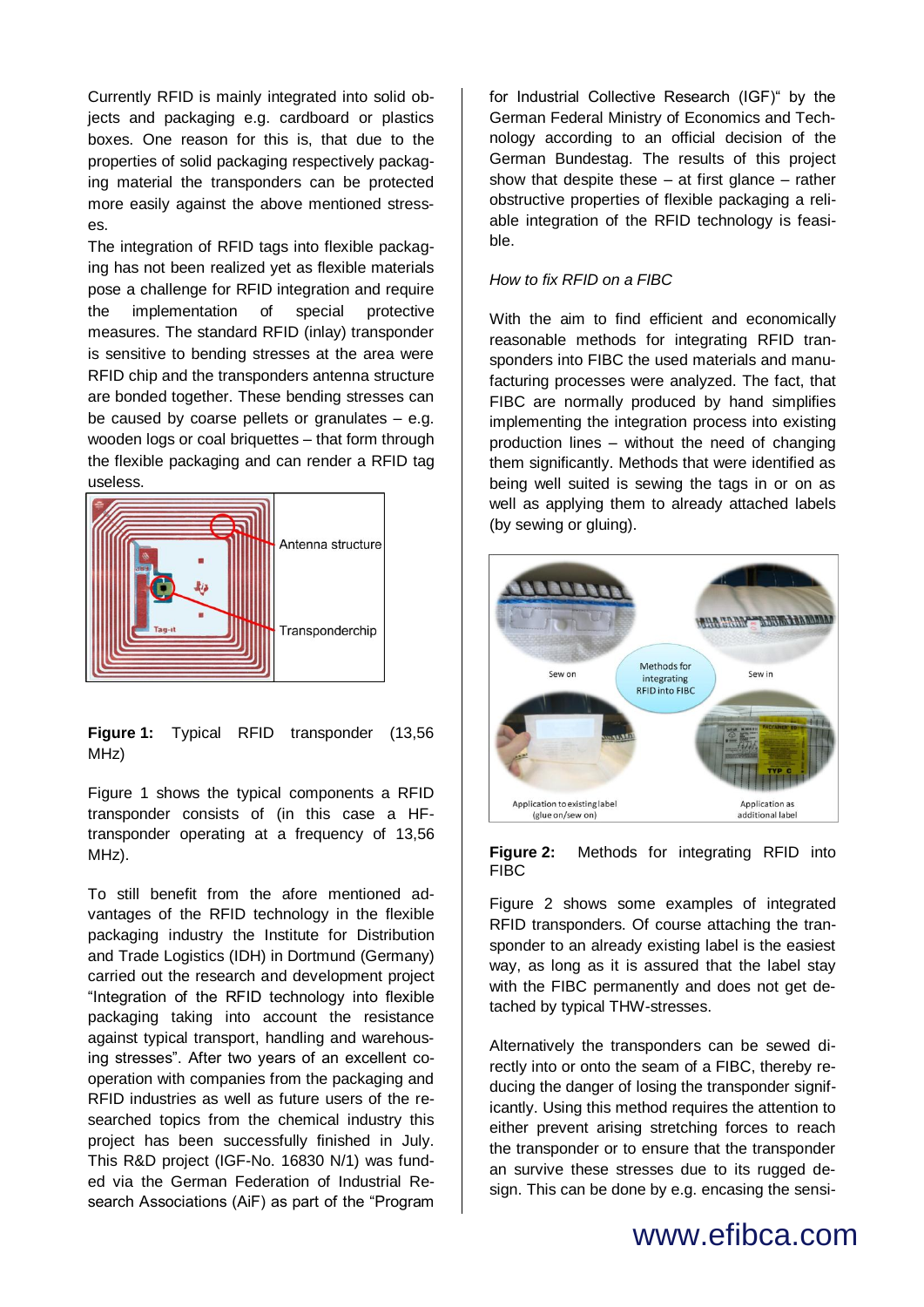Currently RFID is mainly integrated into solid objects and packaging e.g. cardboard or plastics boxes. One reason for this is, that due to the properties of solid packaging respectively packaging material the transponders can be protected more easily against the above mentioned stresses.

The integration of RFID tags into flexible packaging has not been realized yet as flexible materials pose a challenge for RFID integration and require the implementation of special protective measures. The standard RFID (inlay) transponder is sensitive to bending stresses at the area were RFID chip and the transponders antenna structure are bonded together. These bending stresses can be caused by coarse pellets or granulates – e.g. wooden logs or coal briquettes – that form through the flexible packaging and can render a RFID tag useless.

**Figure 1:** Typical RFID transponder (13,56 MHz)

Figure 1 shows the typical components a RFID transponder consists of (in this case a HF-transponder operating at a frequency of 13,56 MHz).

To still benefit from the afore mentioned advantages of the RFID technology in the flexible packaging industry the Institute for Distribution and Trade Logistics (IDH) in Dortmund (Germany) carried out the research and development project "Integration of the RFID technology into flexible packaging taking into account the resistance against typical transport, handling and warehousing stresses". After two years of an excellent cooperation with companies from the packaging and RFID industries as well as future users of the researched topics from the chemical industry this project has been successfully finished in July. This R&D project (IGF-No. 16830 N/1) was funded via the German Federation of Industrial Research Associations (AiF) as part of the "Program for Industrial Collective Research (IGF)" by the German Federal Ministry of Economics and Technology according to an official decision of the German Bundestag. The results of this project show that despite these – at first glance – rather obstructive properties of flexible packaging a reliable integration of the RFID technology is feasible.

*How to fix RFID on a FIBC*

With the aim to find efficient and economically reasonable methods for integrating RFID transponders into FIBC the used materials and manufacturing processes were analyzed. The fact, that FIBC are normally produced by hand simplifies implementing the integration process into existing production lines – without the need of changing them significantly. Methods that were identified as being well suited is sewing the tags in or on as well as applying them to already attached labels (by sewing or gluing).

**Figure 2:** Methods for integrating RFID into FIBC

Figure 2 shows some examples of integrated RFID transponders. Of course attaching the transponder to an already existing label is the easiest way, as long as it is assured that the label stay with the FIBC permanently and does not get detached by typical THW-stresses.

Alternatively the transponders can be sewed directly into or onto the seam of a FIBC, thereby reducing the danger of losing the transponder significantly. Using this method requires the attention to either prevent arising stretching forces to reach the transponder or to ensure that the transponder an survive these stresses due to its rugged design. This can be done by e.g. encasing the sensi-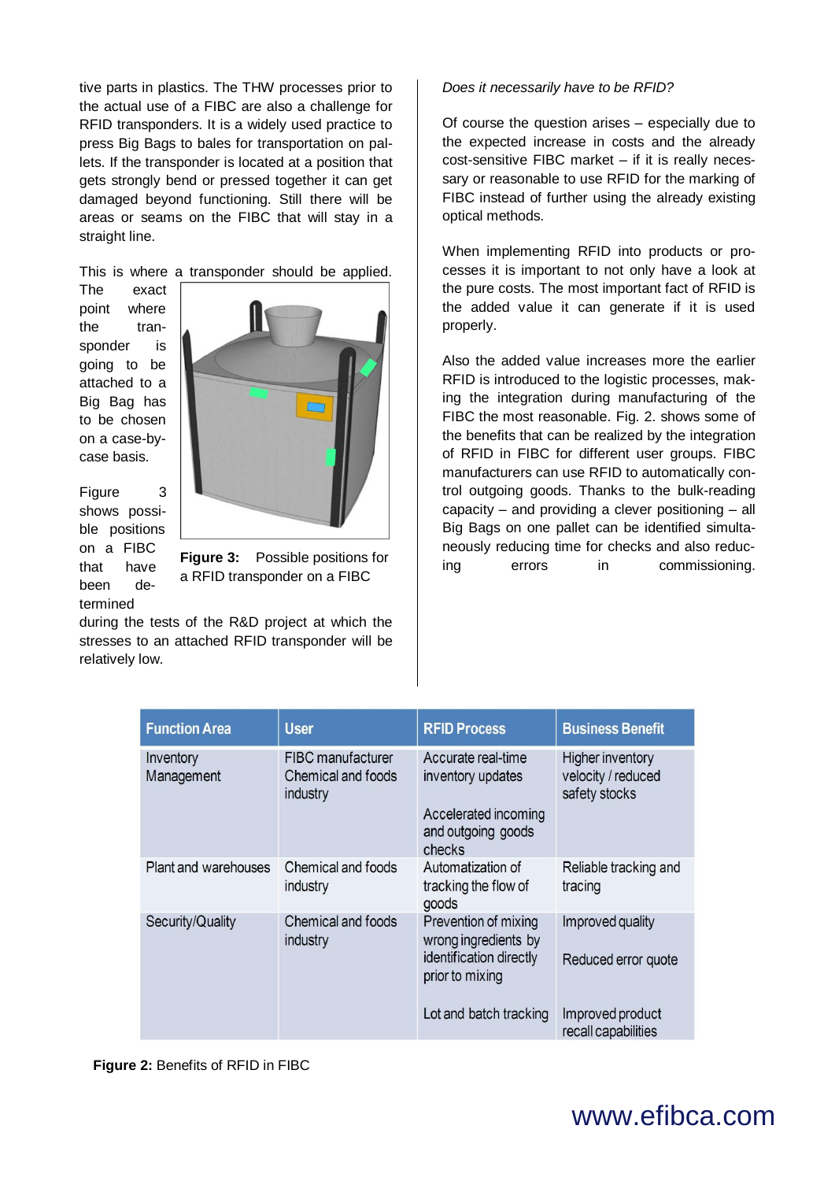tive parts in plastics. The THW processes prior to the actual use of a FIBC are also a challenge for RFID transponders. It is a widely used practice to press Big Bags to bales for transportation on pallets. If the transponder is located at a position that gets strongly bend or pressed together it can get damaged beyond functioning. Still there will be areas or seams on the FIBC that will stay in a straight line.

This is where a transponder should be applied. The exact point where the transponder is going to be attached to a Big Bag has to be chosen on a case-by-case basis.

Figure 3 shows possible positions on a FIBC that have been determined during the tests of the R&D project at which the stresses to an attached RFID transponder will be relatively low.

**Figure 3:** Possible positions for a RFID transponder on a FIBC

*Does it necessarily have to be RFID?*

Of course the question arises – especially due to the expected increase in costs and the already cost-sensitive FIBC market – if it is really necessary or reasonable to use RFID for the marking of FIBC instead of further using the already existing optical methods.

When implementing RFID into products or processes it is important to not only have a look at the pure costs. The most important fact of RFID is the added value it can generate if it is used properly.

Also the added value increases more the earlier RFID is introduced to the logistic processes, making the integration during manufacturing of the FIBC the most reasonable. Fig. 2. shows some of the benefits that can be realized by the integration of RFID in FIBC for different user groups. FIBC manufacturers can use RFID to automatically control outgoing goods. Thanks to the bulk-reading capacity – and providing a clever positioning – all Big Bags on one pallet can be identified simultaneously reducing time for checks and also reducing errors in commissioning.

| Function Area | User | RFID Process | Business Benefit |
|---|---|---|---|
| Inventory Management | FIBC manufacturer<br>Chemical and foods industry | Accurate real-time inventory updates<br><br>Accelerated incoming and outgoing goods checks | Higher inventory velocity / reduced safety stocks |
| Plant and warehouses | Chemical and foods industry | Automatization of tracking the flow of goods | Reliable tracking and tracing |
| Security/Quality | Chemical and foods industry | Prevention of mixing wrong ingredients by identification directly prior to mixing<br><br>Lot and batch tracking | Improved quality<br><br>Reduced error quote<br><br>Improved product recall capabilities |

**Figure 2:** Benefits of RFID in FIBC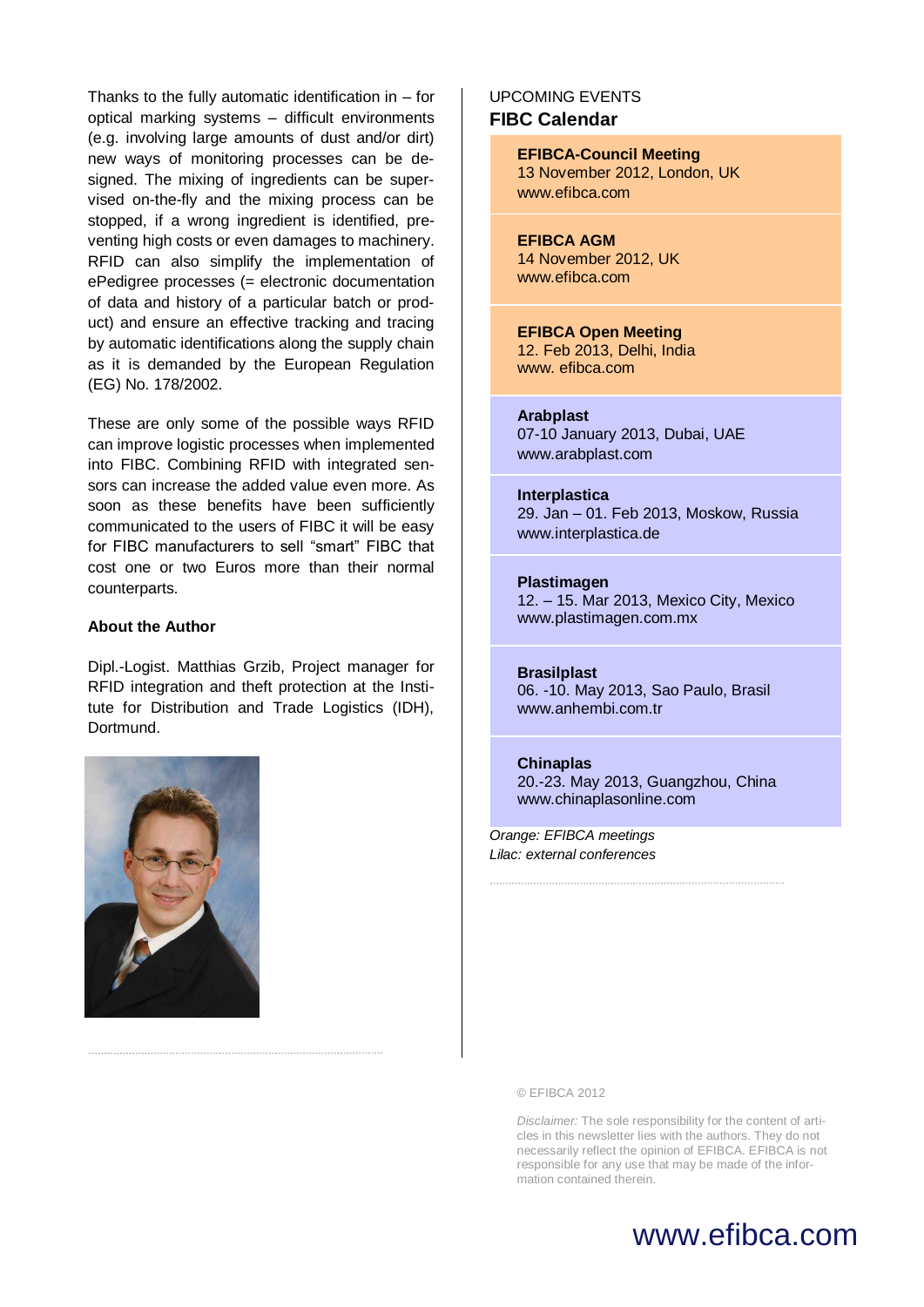Thanks to the fully automatic identification in – for optical marking systems – difficult environments (e.g. involving large amounts of dust and/or dirt) new ways of monitoring processes can be designed. The mixing of ingredients can be supervised on-the-fly and the mixing process can be stopped, if a wrong ingredient is identified, preventing high costs or even damages to machinery. RFID can also simplify the implementation of ePedigree processes (= electronic documentation of data and history of a particular batch or product) and ensure an effective tracking and tracing by automatic identifications along the supply chain as it is demanded by the European Regulation (EG) No. 178/2002.

These are only some of the possible ways RFID can improve logistic processes when implemented into FIBC. Combining RFID with integrated sensors can increase the added value even more. As soon as these benefits have been sufficiently communicated to the users of FIBC it will be easy for FIBC manufacturers to sell "smart" FIBC that cost one or two Euros more than their normal counterparts.

**About the Author**

Dipl.-Logist. Matthias Grzib, Project manager for RFID integration and theft protection at the Institute for Distribution and Trade Logistics (IDH), Dortmund.

UPCOMING EVENTS

## FIBC Calendar

**EFIBCA-Council Meeting**
13 November 2012, London, UK
www.efibca.com

**EFIBCA AGM**
14 November 2012, UK
www.efibca.com

**EFIBCA Open Meeting**
12. Feb 2013, Delhi, India
www. efibca.com

**Arabplast**
07-10 January 2013, Dubai, UAE
www.arabplast.com

**Interplastica**
29. Jan – 01. Feb 2013, Moskow, Russia
www.interplastica.de

**Plastimagen**
12. – 15. Mar 2013, Mexico City, Mexico
www.plastimagen.com.mx

**Brasilplast**
06. -10. May 2013, Sao Paulo, Brasil
www.anhembi.com.tr

**Chinaplas**
20.-23. May 2013, Guangzhou, China
www.chinaplasonline.com

*Orange: EFIBCA meetings*
*Lilac: external conferences*

© EFIBCA 2012

*Disclaimer:* The sole responsibility for the content of articles in this newsletter lies with the authors. They do not necessarily reflect the opinion of EFIBCA. EFIBCA is not responsible for any use that may be made of the information contained therein.

www.efibca.com